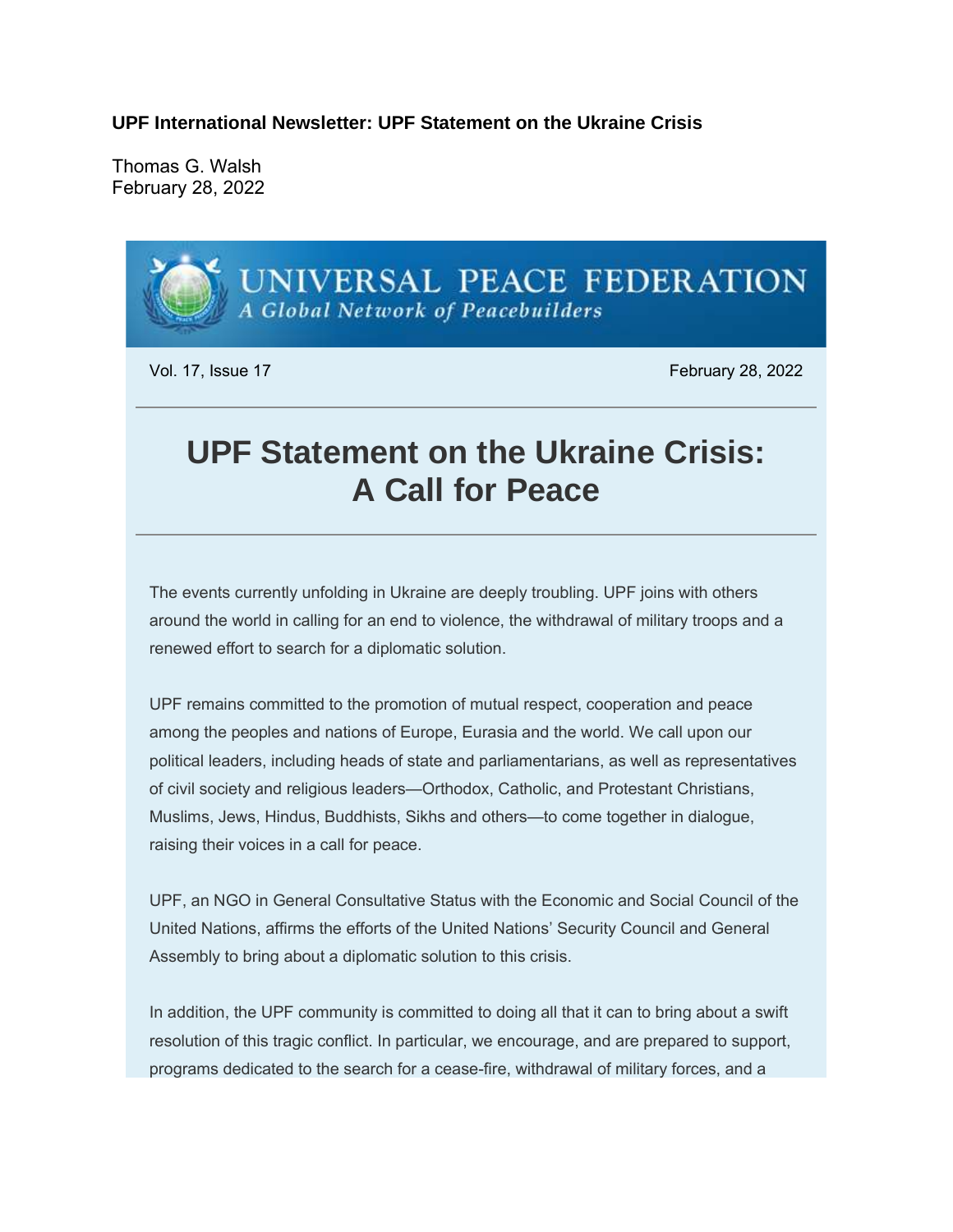**UPF International Newsletter: UPF Statement on the Ukraine Crisis**

Thomas G. Walsh
February 28, 2022

UNIVERSAL PEACE FEDERATION
*A Global Network of Peacebuilders*

Vol. 17, Issue 17 February 28, 2022

# UPF Statement on the Ukraine Crisis: A Call for Peace

The events currently unfolding in Ukraine are deeply troubling. UPF joins with others around the world in calling for an end to violence, the withdrawal of military troops and a renewed effort to search for a diplomatic solution.

UPF remains committed to the promotion of mutual respect, cooperation and peace among the peoples and nations of Europe, Eurasia and the world. We call upon our political leaders, including heads of state and parliamentarians, as well as representatives of civil society and religious leaders—Orthodox, Catholic, and Protestant Christians, Muslims, Jews, Hindus, Buddhists, Sikhs and others—to come together in dialogue, raising their voices in a call for peace.

UPF, an NGO in General Consultative Status with the Economic and Social Council of the United Nations, affirms the efforts of the United Nations' Security Council and General Assembly to bring about a diplomatic solution to this crisis.

In addition, the UPF community is committed to doing all that it can to bring about a swift resolution of this tragic conflict. In particular, we encourage, and are prepared to support, programs dedicated to the search for a cease-fire, withdrawal of military forces, and a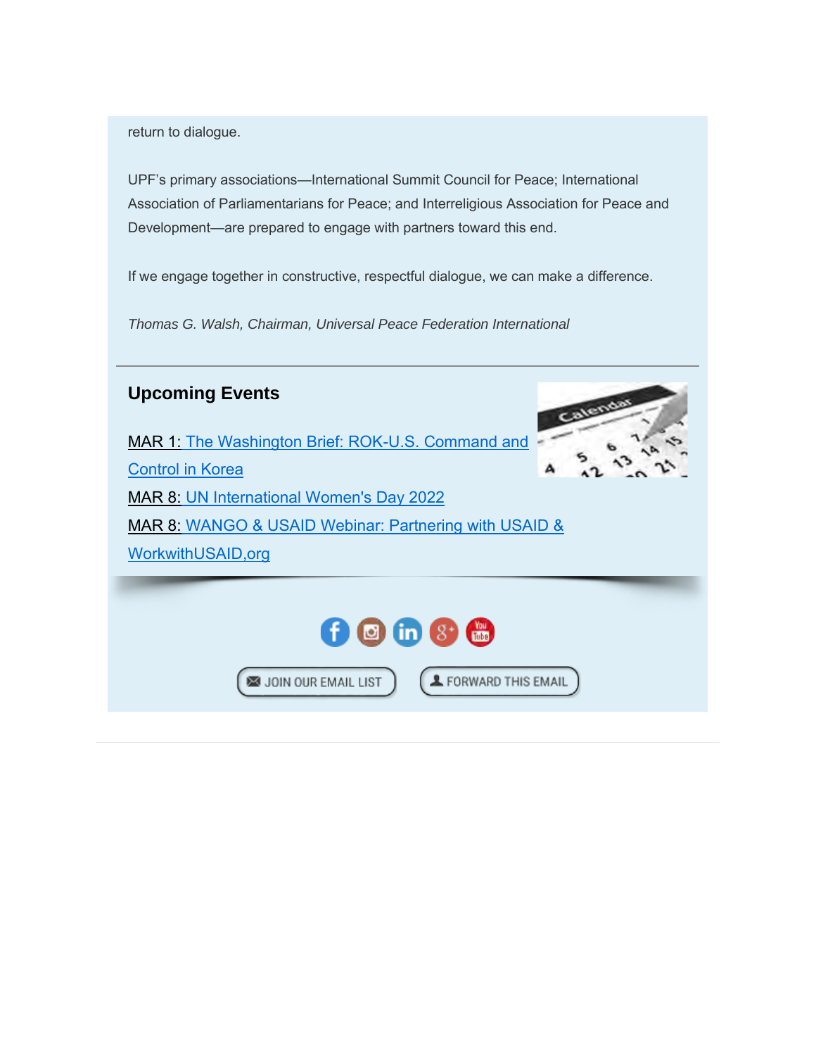return to dialogue.

UPF's primary associations—International Summit Council for Peace; International Association of Parliamentarians for Peace; and Interreligious Association for Peace and Development—are prepared to engage with partners toward this end.

If we engage together in constructive, respectful dialogue, we can make a difference.

*Thomas G. Walsh, Chairman, Universal Peace Federation International*

---

### Upcoming Events

MAR 1: The Washington Brief: ROK-U.S. Command and Control in Korea
MAR 8: UN International Women's Day 2022
MAR 8: WANGO & USAID Webinar: Partnering with USAID & WorkwithUSAID,org

JOIN OUR EMAIL LIST

FORWARD THIS EMAIL